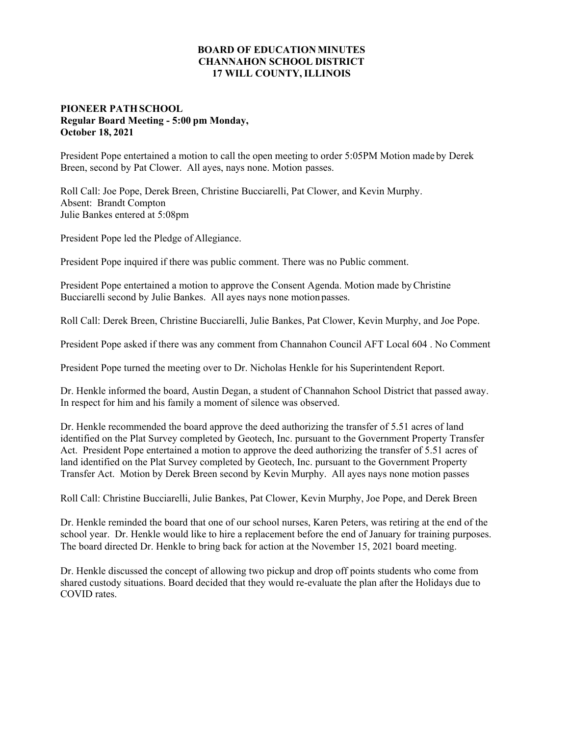**BOARD OF EDUCATION MINUTES**
**CHANNAHON SCHOOL DISTRICT**
**17 WILL COUNTY, ILLINOIS**

**PIONEER PATH SCHOOL**
**Regular Board Meeting - 5:00 pm Monday,**
**October 18, 2021**

President Pope entertained a motion to call the open meeting to order 5:05PM Motion made by Derek Breen, second by Pat Clower. All ayes, nays none. Motion passes.

Roll Call: Joe Pope, Derek Breen, Christine Bucciarelli, Pat Clower, and Kevin Murphy.
Absent: Brandt Compton
Julie Bankes entered at 5:08pm

President Pope led the Pledge of Allegiance.

President Pope inquired if there was public comment. There was no Public comment.

President Pope entertained a motion to approve the Consent Agenda. Motion made by Christine Bucciarelli second by Julie Bankes. All ayes nays none motion passes.

Roll Call: Derek Breen, Christine Bucciarelli, Julie Bankes, Pat Clower, Kevin Murphy, and Joe Pope.

President Pope asked if there was any comment from Channahon Council AFT Local 604 . No Comment

President Pope turned the meeting over to Dr. Nicholas Henkle for his Superintendent Report.

Dr. Henkle informed the board, Austin Degan, a student of Channahon School District that passed away. In respect for him and his family a moment of silence was observed.

Dr. Henkle recommended the board approve the deed authorizing the transfer of 5.51 acres of land identified on the Plat Survey completed by Geotech, Inc. pursuant to the Government Property Transfer Act. President Pope entertained a motion to approve the deed authorizing the transfer of 5.51 acres of land identified on the Plat Survey completed by Geotech, Inc. pursuant to the Government Property Transfer Act. Motion by Derek Breen second by Kevin Murphy. All ayes nays none motion passes

Roll Call: Christine Bucciarelli, Julie Bankes, Pat Clower, Kevin Murphy, Joe Pope, and Derek Breen

Dr. Henkle reminded the board that one of our school nurses, Karen Peters, was retiring at the end of the school year. Dr. Henkle would like to hire a replacement before the end of January for training purposes. The board directed Dr. Henkle to bring back for action at the November 15, 2021 board meeting.

Dr. Henkle discussed the concept of allowing two pickup and drop off points students who come from shared custody situations. Board decided that they would re-evaluate the plan after the Holidays due to COVID rates.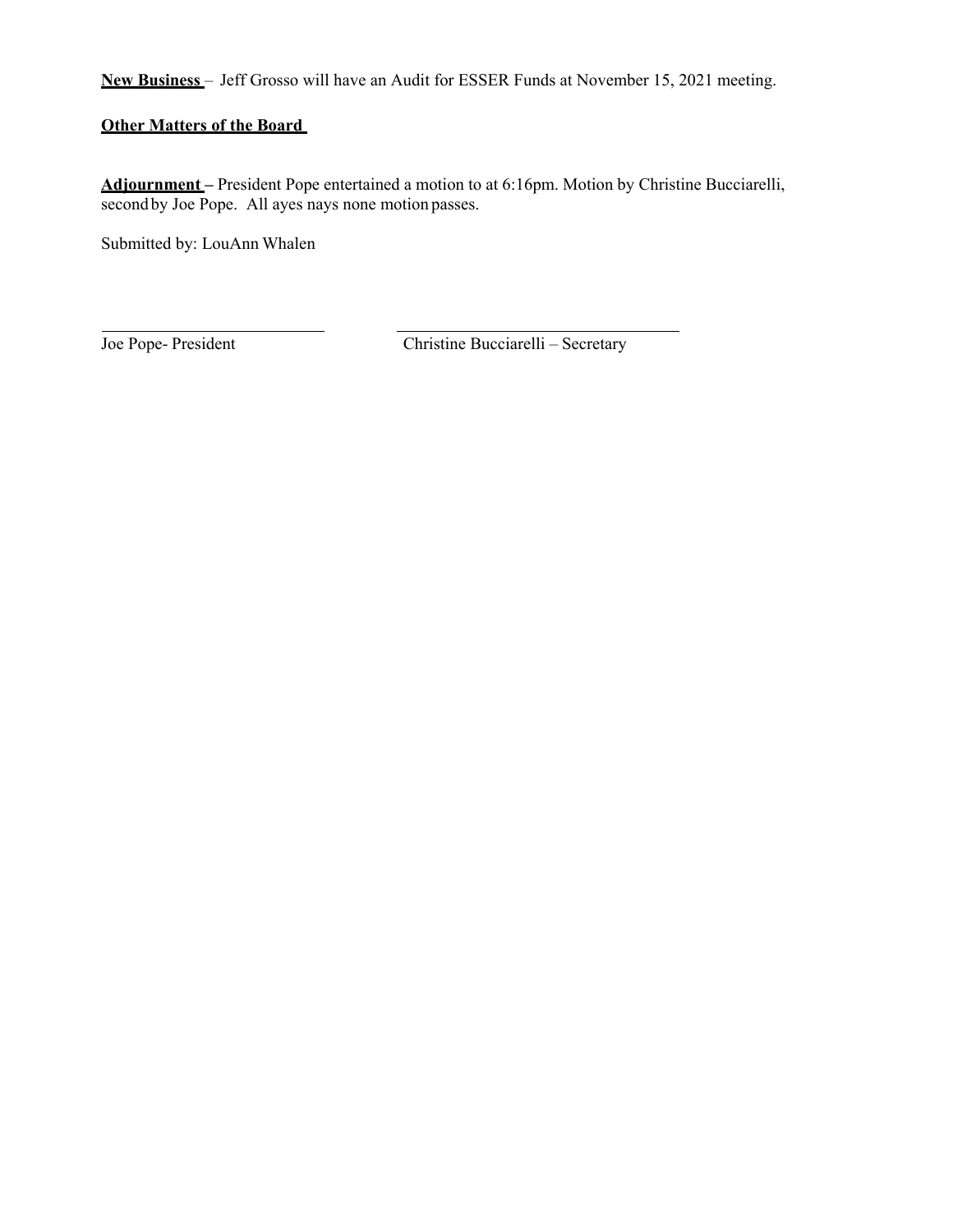**New Business** – Jeff Grosso will have an Audit for ESSER Funds at November 15, 2021 meeting.

**Other Matters of the Board**

**Adjournment** – President Pope entertained a motion to at 6:16pm. Motion by Christine Bucciarelli, second by Joe Pope. All ayes nays none motion passes.

Submitted by: LouAnn Whalen

Joe Pope- President

Christine Bucciarelli – Secretary